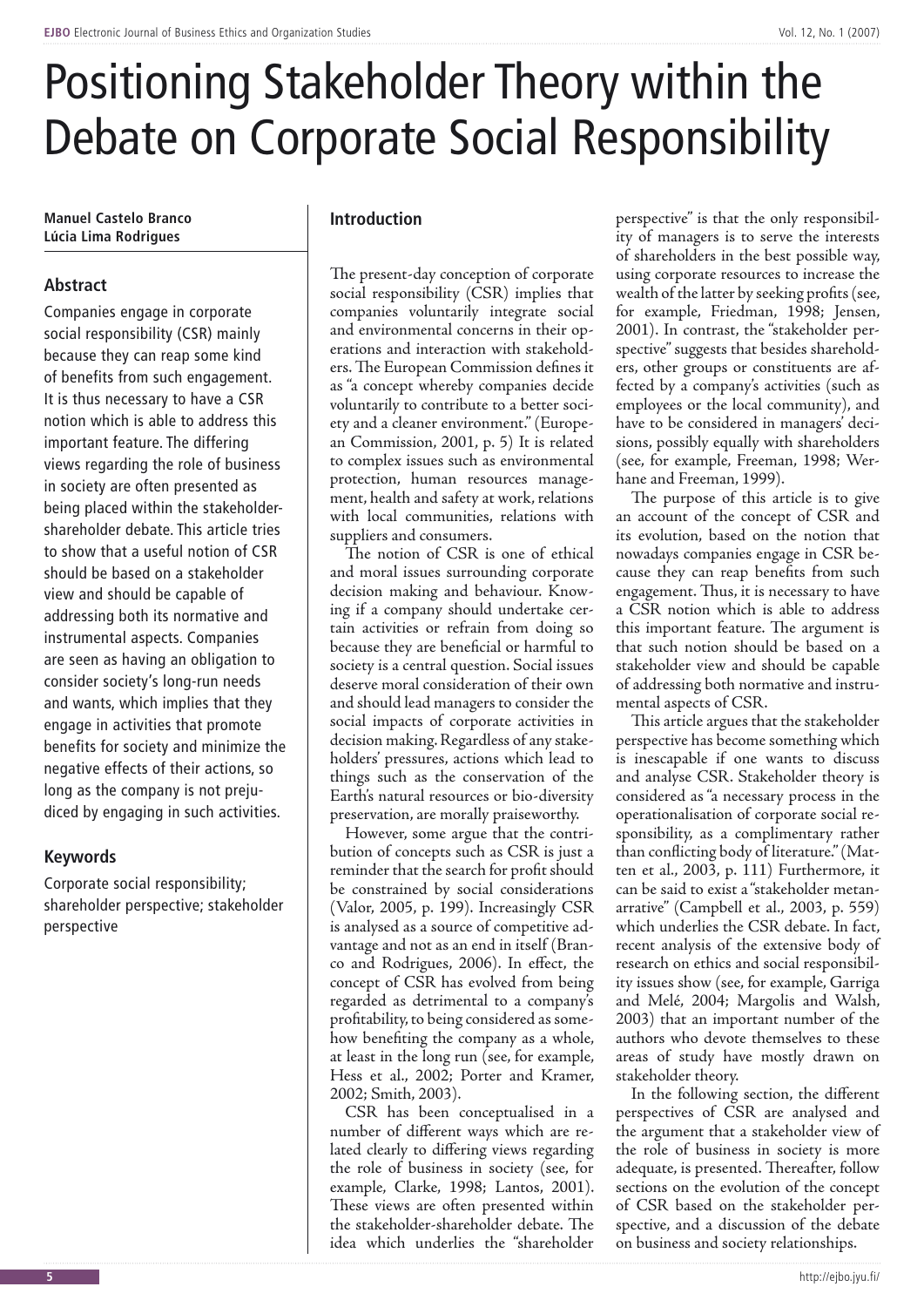# Positioning Stakeholder Theory within the Debate on Corporate Social Responsibility

**Manuel Castelo Branco**
**Lúcia Lima Rodrigues**

## Abstract

Companies engage in corporate social responsibility (CSR) mainly because they can reap some kind of benefits from such engagement. It is thus necessary to have a CSR notion which is able to address this important feature. The differing views regarding the role of business in society are often presented as being placed within the stakeholder-shareholder debate. This article tries to show that a useful notion of CSR should be based on a stakeholder view and should be capable of addressing both its normative and instrumental aspects. Companies are seen as having an obligation to consider society's long-run needs and wants, which implies that they engage in activities that promote benefits for society and minimize the negative effects of their actions, so long as the company is not prejudiced by engaging in such activities.

## Keywords

Corporate social responsibility; shareholder perspective; stakeholder perspective

## Introduction

The present-day conception of corporate social responsibility (CSR) implies that companies voluntarily integrate social and environmental concerns in their operations and interaction with stakeholders. The European Commission defines it as "a concept whereby companies decide voluntarily to contribute to a better society and a cleaner environment." (European Commission, 2001, p. 5) It is related to complex issues such as environmental protection, human resources management, health and safety at work, relations with local communities, relations with suppliers and consumers.

The notion of CSR is one of ethical and moral issues surrounding corporate decision making and behaviour. Knowing if a company should undertake certain activities or refrain from doing so because they are beneficial or harmful to society is a central question. Social issues deserve moral consideration of their own and should lead managers to consider the social impacts of corporate activities in decision making. Regardless of any stakeholders' pressures, actions which lead to things such as the conservation of the Earth's natural resources or bio-diversity preservation, are morally praiseworthy.

However, some argue that the contribution of concepts such as CSR is just a reminder that the search for profit should be constrained by social considerations (Valor, 2005, p. 199). Increasingly CSR is analysed as a source of competitive advantage and not as an end in itself (Branco and Rodrigues, 2006). In effect, the concept of CSR has evolved from being regarded as detrimental to a company's profitability, to being considered as somehow benefiting the company as a whole, at least in the long run (see, for example, Hess et al., 2002; Porter and Kramer, 2002; Smith, 2003).

CSR has been conceptualised in a number of different ways which are related clearly to differing views regarding the role of business in society (see, for example, Clarke, 1998; Lantos, 2001). These views are often presented within the stakeholder-shareholder debate. The idea which underlies the "shareholder perspective" is that the only responsibility of managers is to serve the interests of shareholders in the best possible way, using corporate resources to increase the wealth of the latter by seeking profits (see, for example, Friedman, 1998; Jensen, 2001). In contrast, the "stakeholder perspective" suggests that besides shareholders, other groups or constituents are affected by a company's activities (such as employees or the local community), and have to be considered in managers' decisions, possibly equally with shareholders (see, for example, Freeman, 1998; Werhane and Freeman, 1999).

The purpose of this article is to give an account of the concept of CSR and its evolution, based on the notion that nowadays companies engage in CSR because they can reap benefits from such engagement. Thus, it is necessary to have a CSR notion which is able to address this important feature. The argument is that such notion should be based on a stakeholder view and should be capable of addressing both normative and instrumental aspects of CSR.

This article argues that the stakeholder perspective has become something which is inescapable if one wants to discuss and analyse CSR. Stakeholder theory is considered as "a necessary process in the operationalisation of corporate social responsibility, as a complimentary rather than conflicting body of literature." (Matten et al., 2003, p. 111) Furthermore, it can be said to exist a "stakeholder metanarrative" (Campbell et al., 2003, p. 559) which underlies the CSR debate. In fact, recent analysis of the extensive body of research on ethics and social responsibility issues show (see, for example, Garriga and Melé, 2004; Margolis and Walsh, 2003) that an important number of the authors who devote themselves to these areas of study have mostly drawn on stakeholder theory.

In the following section, the different perspectives of CSR are analysed and the argument that a stakeholder view of the role of business in society is more adequate, is presented. Thereafter, follow sections on the evolution of the concept of CSR based on the stakeholder perspective, and a discussion of the debate on business and society relationships.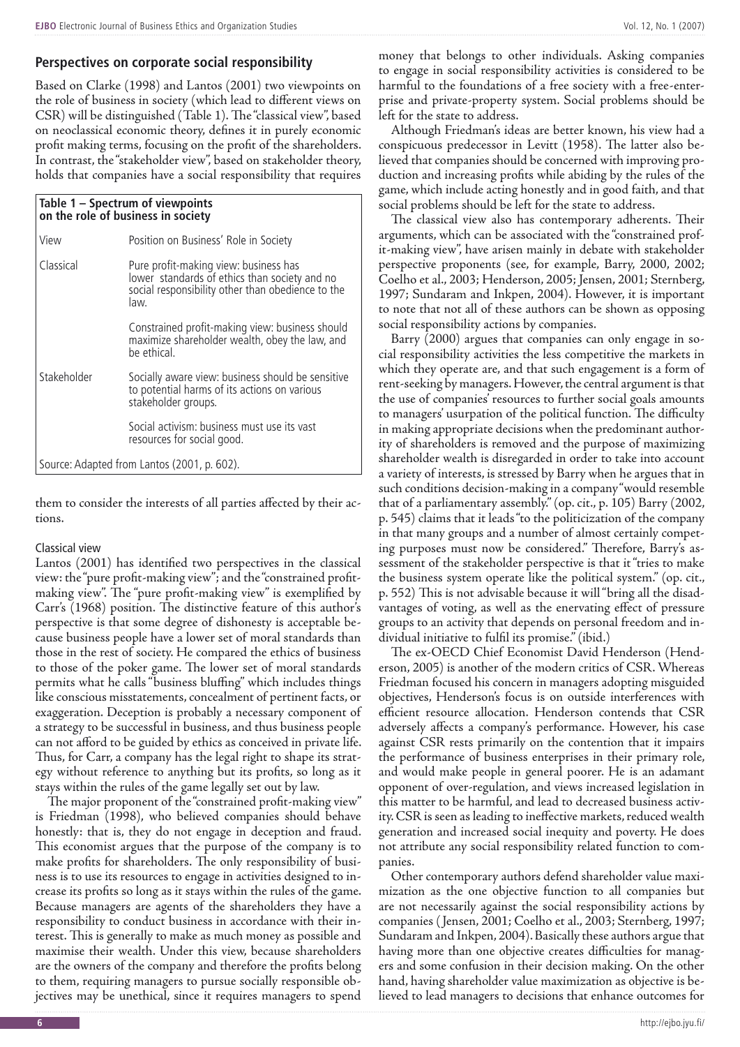## Perspectives on corporate social responsibility

Based on Clarke (1998) and Lantos (2001) two viewpoints on the role of business in society (which lead to different views on CSR) will be distinguished (Table 1). The "classical view", based on neoclassical economic theory, defines it in purely economic profit making terms, focusing on the profit of the shareholders. In contrast, the "stakeholder view", based on stakeholder theory, holds that companies have a social responsibility that requires them to consider the interests of all parties affected by their actions.

**Table 1 – Spectrum of viewpoints on the role of business in society**

| View | Position on Business' Role in Society |
|---|---|
| Classical | Pure profit-making view: business has lower standards of ethics than society and no social responsibility other than obedience to the law. |
| | Constrained profit-making view: business should maximize shareholder wealth, obey the law, and be ethical. |
| Stakeholder | Socially aware view: business should be sensitive to potential harms of its actions on various stakeholder groups. |
| | Social activism: business must use its vast resources for social good. |

Source: Adapted from Lantos (2001, p. 602).

### Classical view

Lantos (2001) has identified two perspectives in the classical view: the "pure profit-making view"; and the "constrained profit-making view". The "pure profit-making view" is exemplified by Carr's (1968) position. The distinctive feature of this author's perspective is that some degree of dishonesty is acceptable because business people have a lower set of moral standards than those in the rest of society. He compared the ethics of business to those of the poker game. The lower set of moral standards permits what he calls "business bluffing" which includes things like conscious misstatements, concealment of pertinent facts, or exaggeration. Deception is probably a necessary component of a strategy to be successful in business, and thus business people can not afford to be guided by ethics as conceived in private life. Thus, for Carr, a company has the legal right to shape its strategy without reference to anything but its profits, so long as it stays within the rules of the game legally set out by law.

The major proponent of the "constrained profit-making view" is Friedman (1998), who believed companies should behave honestly: that is, they do not engage in deception and fraud. This economist argues that the purpose of the company is to make profits for shareholders. The only responsibility of business is to use its resources to engage in activities designed to increase its profits so long as it stays within the rules of the game. Because managers are agents of the shareholders they have a responsibility to conduct business in accordance with their interest. This is generally to make as much money as possible and maximise their wealth. Under this view, because shareholders are the owners of the company and therefore the profits belong to them, requiring managers to pursue socially responsible objectives may be unethical, since it requires managers to spend money that belongs to other individuals. Asking companies to engage in social responsibility activities is considered to be harmful to the foundations of a free society with a free-enterprise and private-property system. Social problems should be left for the state to address.

Although Friedman's ideas are better known, his view had a conspicuous predecessor in Levitt (1958). The latter also believed that companies should be concerned with improving production and increasing profits while abiding by the rules of the game, which include acting honestly and in good faith, and that social problems should be left for the state to address.

The classical view also has contemporary adherents. Their arguments, which can be associated with the "constrained profit-making view", have arisen mainly in debate with stakeholder perspective proponents (see, for example, Barry, 2000, 2002; Coelho et al., 2003; Henderson, 2005; Jensen, 2001; Sternberg, 1997; Sundaram and Inkpen, 2004). However, it is important to note that not all of these authors can be shown as opposing social responsibility actions by companies.

Barry (2000) argues that companies can only engage in social responsibility activities the less competitive the markets in which they operate are, and that such engagement is a form of rent-seeking by managers. However, the central argument is that the use of companies' resources to further social goals amounts to managers' usurpation of the political function. The difficulty in making appropriate decisions when the predominant authority of shareholders is removed and the purpose of maximizing shareholder wealth is disregarded in order to take into account a variety of interests, is stressed by Barry when he argues that in such conditions decision-making in a company "would resemble that of a parliamentary assembly." (op. cit., p. 105) Barry (2002, p. 545) claims that it leads "to the politicization of the company in that many groups and a number of almost certainly competing purposes must now be considered." Therefore, Barry's assessment of the stakeholder perspective is that it "tries to make the business system operate like the political system." (op. cit., p. 552) This is not advisable because it will "bring all the disadvantages of voting, as well as the enervating effect of pressure groups to an activity that depends on personal freedom and individual initiative to fulfil its promise." (ibid.)

The ex-OECD Chief Economist David Henderson (Henderson, 2005) is another of the modern critics of CSR. Whereas Friedman focused his concern in managers adopting misguided objectives, Henderson's focus is on outside interferences with efficient resource allocation. Henderson contends that CSR adversely affects a company's performance. However, his case against CSR rests primarily on the contention that it impairs the performance of business enterprises in their primary role, and would make people in general poorer. He is an adamant opponent of over-regulation, and views increased legislation in this matter to be harmful, and lead to decreased business activity. CSR is seen as leading to ineffective markets, reduced wealth generation and increased social inequity and poverty. He does not attribute any social responsibility related function to companies.

Other contemporary authors defend shareholder value maximization as the one objective function to all companies but are not necessarily against the social responsibility actions by companies (Jensen, 2001; Coelho et al., 2003; Sternberg, 1997; Sundaram and Inkpen, 2004). Basically these authors argue that having more than one objective creates difficulties for managers and some confusion in their decision making. On the other hand, having shareholder value maximization as objective is believed to lead managers to decisions that enhance outcomes for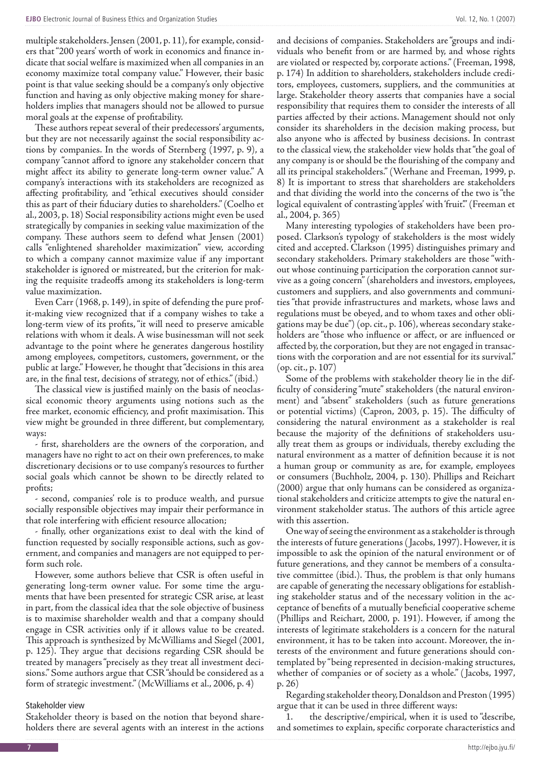multiple stakeholders. Jensen (2001, p. 11), for example, considers that "200 years' worth of work in economics and finance indicate that social welfare is maximized when all companies in an economy maximize total company value." However, their basic point is that value seeking should be a company's only objective function and having as only objective making money for shareholders implies that managers should not be allowed to pursue moral goals at the expense of profitability.

These authors repeat several of their predecessors' arguments, but they are not necessarily against the social responsibility actions by companies. In the words of Sternberg (1997, p. 9), a company "cannot afford to ignore any stakeholder concern that might affect its ability to generate long-term owner value." A company's interactions with its stakeholders are recognized as affecting profitability, and "ethical executives should consider this as part of their fiduciary duties to shareholders." (Coelho et al., 2003, p. 18) Social responsibility actions might even be used strategically by companies in seeking value maximization of the company. These authors seem to defend what Jensen (2001) calls "enlightened shareholder maximization" view, according to which a company cannot maximize value if any important stakeholder is ignored or mistreated, but the criterion for making the requisite tradeoffs among its stakeholders is long-term value maximization.

Even Carr (1968, p. 149), in spite of defending the pure profit-making view recognized that if a company wishes to take a long-term view of its profits, "it will need to preserve amicable relations with whom it deals. A wise businessman will not seek advantage to the point where he generates dangerous hostility among employees, competitors, customers, government, or the public at large." However, he thought that "decisions in this area are, in the final test, decisions of strategy, not of ethics." (ibid.)

The classical view is justified mainly on the basis of neoclassical economic theory arguments using notions such as the free market, economic efficiency, and profit maximisation. This view might be grounded in three different, but complementary, ways:

- first, shareholders are the owners of the corporation, and managers have no right to act on their own preferences, to make discretionary decisions or to use company's resources to further social goals which cannot be shown to be directly related to profits;

- second, companies' role is to produce wealth, and pursue socially responsible objectives may impair their performance in that role interfering with efficient resource allocation;

- finally, other organizations exist to deal with the kind of function requested by socially responsible actions, such as government, and companies and managers are not equipped to perform such role.

However, some authors believe that CSR is often useful in generating long-term owner value. For some time the arguments that have been presented for strategic CSR arise, at least in part, from the classical idea that the sole objective of business is to maximise shareholder wealth and that a company should engage in CSR activities only if it allows value to be created. This approach is synthesized by McWilliams and Siegel (2001, p. 125). They argue that decisions regarding CSR should be treated by managers "precisely as they treat all investment decisions." Some authors argue that CSR "should be considered as a form of strategic investment." (McWilliams et al., 2006, p. 4)

### Stakeholder view

Stakeholder theory is based on the notion that beyond shareholders there are several agents with an interest in the actions and decisions of companies. Stakeholders are "groups and individuals who benefit from or are harmed by, and whose rights are violated or respected by, corporate actions." (Freeman, 1998, p. 174) In addition to shareholders, stakeholders include creditors, employees, customers, suppliers, and the communities at large. Stakeholder theory asserts that companies have a social responsibility that requires them to consider the interests of all parties affected by their actions. Management should not only consider its shareholders in the decision making process, but also anyone who is affected by business decisions. In contrast to the classical view, the stakeholder view holds that "the goal of any company is or should be the flourishing of the company and all its principal stakeholders." (Werhane and Freeman, 1999, p. 8) It is important to stress that shareholders are stakeholders and that dividing the world into the concerns of the two is "the logical equivalent of contrasting 'apples' with 'fruit'." (Freeman et al., 2004, p. 365)

Many interesting typologies of stakeholders have been proposed. Clarkson's typology of stakeholders is the most widely cited and accepted. Clarkson (1995) distinguishes primary and secondary stakeholders. Primary stakeholders are those "without whose continuing participation the corporation cannot survive as a going concern" (shareholders and investors, employees, customers and suppliers, and also governments and communities "that provide infrastructures and markets, whose laws and regulations must be obeyed, and to whom taxes and other obligations may be due") (op. cit., p. 106), whereas secondary stakeholders are "those who influence or affect, or are influenced or affected by, the corporation, but they are not engaged in transactions with the corporation and are not essential for its survival." (op. cit., p. 107)

Some of the problems with stakeholder theory lie in the difficulty of considering "mute" stakeholders (the natural environment) and "absent" stakeholders (such as future generations or potential victims) (Capron, 2003, p. 15). The difficulty of considering the natural environment as a stakeholder is real because the majority of the definitions of stakeholders usually treat them as groups or individuals, thereby excluding the natural environment as a matter of definition because it is not a human group or community as are, for example, employees or consumers (Buchholz, 2004, p. 130). Phillips and Reichart (2000) argue that only humans can be considered as organizational stakeholders and criticize attempts to give the natural environment stakeholder status. The authors of this article agree with this assertion.

One way of seeing the environment as a stakeholder is through the interests of future generations (Jacobs, 1997). However, it is impossible to ask the opinion of the natural environment or of future generations, and they cannot be members of a consultative committee (ibid.). Thus, the problem is that only humans are capable of generating the necessary obligations for establishing stakeholder status and of the necessary volition in the acceptance of benefits of a mutually beneficial cooperative scheme (Phillips and Reichart, 2000, p. 191). However, if among the interests of legitimate stakeholders is a concern for the natural environment, it has to be taken into account. Moreover, the interests of the environment and future generations should contemplated by "being represented in decision-making structures, whether of companies or of society as a whole." (Jacobs, 1997, p. 26)

Regarding stakeholder theory, Donaldson and Preston (1995) argue that it can be used in three different ways:

1. the descriptive/empirical, when it is used to "describe, and sometimes to explain, specific corporate characteristics and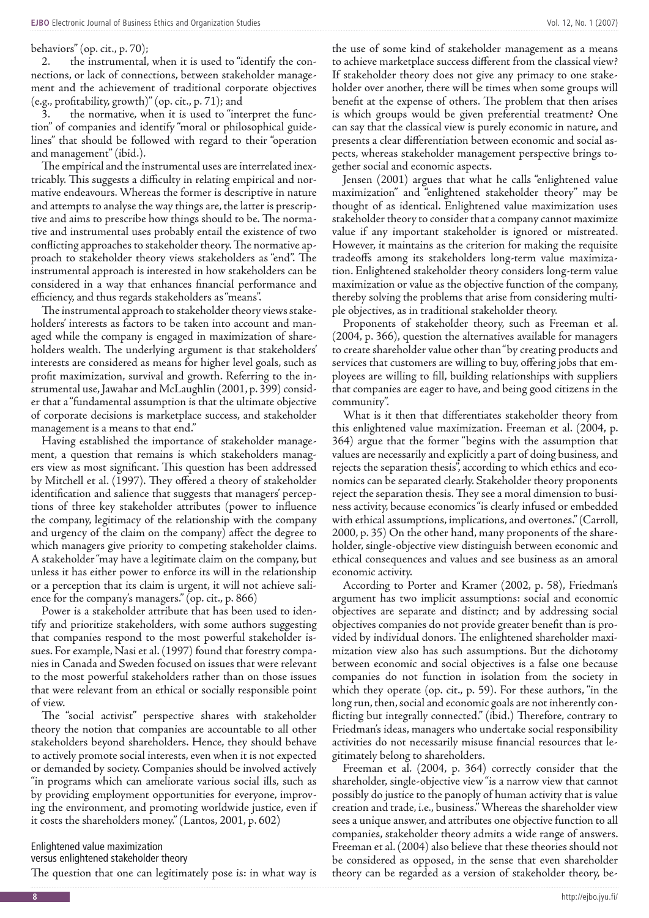behaviors" (op. cit., p. 70);

2. the instrumental, when it is used to "identify the connections, or lack of connections, between stakeholder management and the achievement of traditional corporate objectives (e.g., profitability, growth)" (op. cit., p. 71); and

3. the normative, when it is used to "interpret the function" of companies and identify "moral or philosophical guidelines" that should be followed with regard to their "operation and management" (ibid.).

The empirical and the instrumental uses are interrelated inextricably. This suggests a difficulty in relating empirical and normative endeavours. Whereas the former is descriptive in nature and attempts to analyse the way things are, the latter is prescriptive and aims to prescribe how things should to be. The normative and instrumental uses probably entail the existence of two conflicting approaches to stakeholder theory. The normative approach to stakeholder theory views stakeholders as "end". The instrumental approach is interested in how stakeholders can be considered in a way that enhances financial performance and efficiency, and thus regards stakeholders as "means".

The instrumental approach to stakeholder theory views stakeholders' interests as factors to be taken into account and managed while the company is engaged in maximization of shareholders wealth. The underlying argument is that stakeholders' interests are considered as means for higher level goals, such as profit maximization, survival and growth. Referring to the instrumental use, Jawahar and McLaughlin (2001, p. 399) consider that a "fundamental assumption is that the ultimate objective of corporate decisions is marketplace success, and stakeholder management is a means to that end."

Having established the importance of stakeholder management, a question that remains is which stakeholders managers view as most significant. This question has been addressed by Mitchell et al. (1997). They offered a theory of stakeholder identification and salience that suggests that managers' perceptions of three key stakeholder attributes (power to influence the company, legitimacy of the relationship with the company and urgency of the claim on the company) affect the degree to which managers give priority to competing stakeholder claims. A stakeholder "may have a legitimate claim on the company, but unless it has either power to enforce its will in the relationship or a perception that its claim is urgent, it will not achieve salience for the company's managers." (op. cit., p. 866)

Power is a stakeholder attribute that has been used to identify and prioritize stakeholders, with some authors suggesting that companies respond to the most powerful stakeholder issues. For example, Nasi et al. (1997) found that forestry companies in Canada and Sweden focused on issues that were relevant to the most powerful stakeholders rather than on those issues that were relevant from an ethical or socially responsible point of view.

The "social activist" perspective shares with stakeholder theory the notion that companies are accountable to all other stakeholders beyond shareholders. Hence, they should behave to actively promote social interests, even when it is not expected or demanded by society. Companies should be involved actively "in programs which can ameliorate various social ills, such as by providing employment opportunities for everyone, improving the environment, and promoting worldwide justice, even if it costs the shareholders money." (Lantos, 2001, p. 602)

### Enlightened value maximization versus enlightened stakeholder theory

The question that one can legitimately pose is: in what way is the use of some kind of stakeholder management as a means to achieve marketplace success different from the classical view? If stakeholder theory does not give any primacy to one stakeholder over another, there will be times when some groups will benefit at the expense of others. The problem that then arises is which groups would be given preferential treatment? One can say that the classical view is purely economic in nature, and presents a clear differentiation between economic and social aspects, whereas stakeholder management perspective brings together social and economic aspects.

Jensen (2001) argues that what he calls "enlightened value maximization" and "enlightened stakeholder theory" may be thought of as identical. Enlightened value maximization uses stakeholder theory to consider that a company cannot maximize value if any important stakeholder is ignored or mistreated. However, it maintains as the criterion for making the requisite tradeoffs among its stakeholders long-term value maximization. Enlightened stakeholder theory considers long-term value maximization or value as the objective function of the company, thereby solving the problems that arise from considering multiple objectives, as in traditional stakeholder theory.

Proponents of stakeholder theory, such as Freeman et al. (2004, p. 366), question the alternatives available for managers to create shareholder value other than "by creating products and services that customers are willing to buy, offering jobs that employees are willing to fill, building relationships with suppliers that companies are eager to have, and being good citizens in the community".

What is it then that differentiates stakeholder theory from this enlightened value maximization. Freeman et al. (2004, p. 364) argue that the former "begins with the assumption that values are necessarily and explicitly a part of doing business, and rejects the separation thesis", according to which ethics and economics can be separated clearly. Stakeholder theory proponents reject the separation thesis. They see a moral dimension to business activity, because economics "is clearly infused or embedded with ethical assumptions, implications, and overtones." (Carroll, 2000, p. 35) On the other hand, many proponents of the shareholder, single-objective view distinguish between economic and ethical consequences and values and see business as an amoral economic activity.

According to Porter and Kramer (2002, p. 58), Friedman's argument has two implicit assumptions: social and economic objectives are separate and distinct; and by addressing social objectives companies do not provide greater benefit than is provided by individual donors. The enlightened shareholder maximization view also has such assumptions. But the dichotomy between economic and social objectives is a false one because companies do not function in isolation from the society in which they operate (op. cit., p. 59). For these authors, "in the long run, then, social and economic goals are not inherently conflicting but integrally connected." (ibid.) Therefore, contrary to Friedman's ideas, managers who undertake social responsibility activities do not necessarily misuse financial resources that legitimately belong to shareholders.

Freeman et al. (2004, p. 364) correctly consider that the shareholder, single-objective view "is a narrow view that cannot possibly do justice to the panoply of human activity that is value creation and trade, i.e., business." Whereas the shareholder view sees a unique answer, and attributes one objective function to all companies, stakeholder theory admits a wide range of answers. Freeman et al. (2004) also believe that these theories should not be considered as opposed, in the sense that even shareholder theory can be regarded as a version of stakeholder theory, be-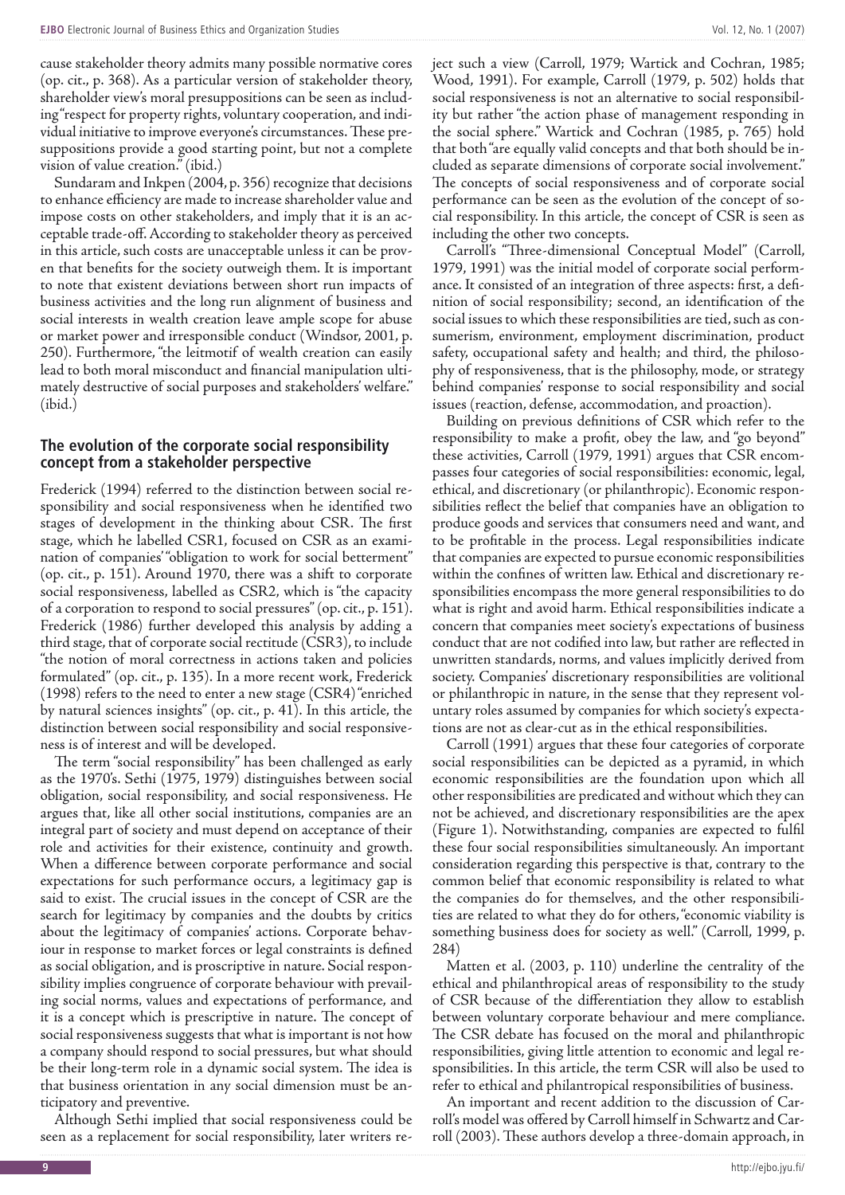cause stakeholder theory admits many possible normative cores (op. cit., p. 368). As a particular version of stakeholder theory, shareholder view's moral presuppositions can be seen as including "respect for property rights, voluntary cooperation, and individual initiative to improve everyone's circumstances. These presuppositions provide a good starting point, but not a complete vision of value creation." (ibid.)

Sundaram and Inkpen (2004, p. 356) recognize that decisions to enhance efficiency are made to increase shareholder value and impose costs on other stakeholders, and imply that it is an acceptable trade-off. According to stakeholder theory as perceived in this article, such costs are unacceptable unless it can be proven that benefits for the society outweigh them. It is important to note that existent deviations between short run impacts of business activities and the long run alignment of business and social interests in wealth creation leave ample scope for abuse or market power and irresponsible conduct (Windsor, 2001, p. 250). Furthermore, "the leitmotif of wealth creation can easily lead to both moral misconduct and financial manipulation ultimately destructive of social purposes and stakeholders' welfare." (ibid.)

## The evolution of the corporate social responsibility concept from a stakeholder perspective

Frederick (1994) referred to the distinction between social responsibility and social responsiveness when he identified two stages of development in the thinking about CSR. The first stage, which he labelled CSR1, focused on CSR as an examination of companies' "obligation to work for social betterment" (op. cit., p. 151). Around 1970, there was a shift to corporate social responsiveness, labelled as CSR2, which is "the capacity of a corporation to respond to social pressures" (op. cit., p. 151). Frederick (1986) further developed this analysis by adding a third stage, that of corporate social rectitude (CSR3), to include "the notion of moral correctness in actions taken and policies formulated" (op. cit., p. 135). In a more recent work, Frederick (1998) refers to the need to enter a new stage (CSR4) "enriched by natural sciences insights" (op. cit., p. 41). In this article, the distinction between social responsibility and social responsiveness is of interest and will be developed.

The term "social responsibility" has been challenged as early as the 1970's. Sethi (1975, 1979) distinguishes between social obligation, social responsibility, and social responsiveness. He argues that, like all other social institutions, companies are an integral part of society and must depend on acceptance of their role and activities for their existence, continuity and growth. When a difference between corporate performance and social expectations for such performance occurs, a legitimacy gap is said to exist. The crucial issues in the concept of CSR are the search for legitimacy by companies and the doubts by critics about the legitimacy of companies' actions. Corporate behaviour in response to market forces or legal constraints is defined as social obligation, and is proscriptive in nature. Social responsibility implies congruence of corporate behaviour with prevailing social norms, values and expectations of performance, and it is a concept which is prescriptive in nature. The concept of social responsiveness suggests that what is important is not how a company should respond to social pressures, but what should be their long-term role in a dynamic social system. The idea is that business orientation in any social dimension must be anticipatory and preventive.

Although Sethi implied that social responsiveness could be seen as a replacement for social responsibility, later writers reject such a view (Carroll, 1979; Wartick and Cochran, 1985; Wood, 1991). For example, Carroll (1979, p. 502) holds that social responsiveness is not an alternative to social responsibility but rather "the action phase of management responding in the social sphere." Wartick and Cochran (1985, p. 765) hold that both "are equally valid concepts and that both should be included as separate dimensions of corporate social involvement." The concepts of social responsiveness and of corporate social performance can be seen as the evolution of the concept of social responsibility. In this article, the concept of CSR is seen as including the other two concepts.

Carroll's "Three-dimensional Conceptual Model" (Carroll, 1979, 1991) was the initial model of corporate social performance. It consisted of an integration of three aspects: first, a definition of social responsibility; second, an identification of the social issues to which these responsibilities are tied, such as consumerism, environment, employment discrimination, product safety, occupational safety and health; and third, the philosophy of responsiveness, that is the philosophy, mode, or strategy behind companies' response to social responsibility and social issues (reaction, defense, accommodation, and proaction).

Building on previous definitions of CSR which refer to the responsibility to make a profit, obey the law, and "go beyond" these activities, Carroll (1979, 1991) argues that CSR encompasses four categories of social responsibilities: economic, legal, ethical, and discretionary (or philanthropic). Economic responsibilities reflect the belief that companies have an obligation to produce goods and services that consumers need and want, and to be profitable in the process. Legal responsibilities indicate that companies are expected to pursue economic responsibilities within the confines of written law. Ethical and discretionary responsibilities encompass the more general responsibilities to do what is right and avoid harm. Ethical responsibilities indicate a concern that companies meet society's expectations of business conduct that are not codified into law, but rather are reflected in unwritten standards, norms, and values implicitly derived from society. Companies' discretionary responsibilities are volitional or philanthropic in nature, in the sense that they represent voluntary roles assumed by companies for which society's expectations are not as clear-cut as in the ethical responsibilities.

Carroll (1991) argues that these four categories of corporate social responsibilities can be depicted as a pyramid, in which economic responsibilities are the foundation upon which all other responsibilities are predicated and without which they can not be achieved, and discretionary responsibilities are the apex (Figure 1). Notwithstanding, companies are expected to fulfil these four social responsibilities simultaneously. An important consideration regarding this perspective is that, contrary to the common belief that economic responsibility is related to what the companies do for themselves, and the other responsibilities are related to what they do for others, "economic viability is something business does for society as well." (Carroll, 1999, p. 284)

Matten et al. (2003, p. 110) underline the centrality of the ethical and philanthropical areas of responsibility to the study of CSR because of the differentiation they allow to establish between voluntary corporate behaviour and mere compliance. The CSR debate has focused on the moral and philanthropic responsibilities, giving little attention to economic and legal responsibilities. In this article, the term CSR will also be used to refer to ethical and philantropical responsibilities of business.

An important and recent addition to the discussion of Carroll's model was offered by Carroll himself in Schwartz and Carroll (2003). These authors develop a three-domain approach, in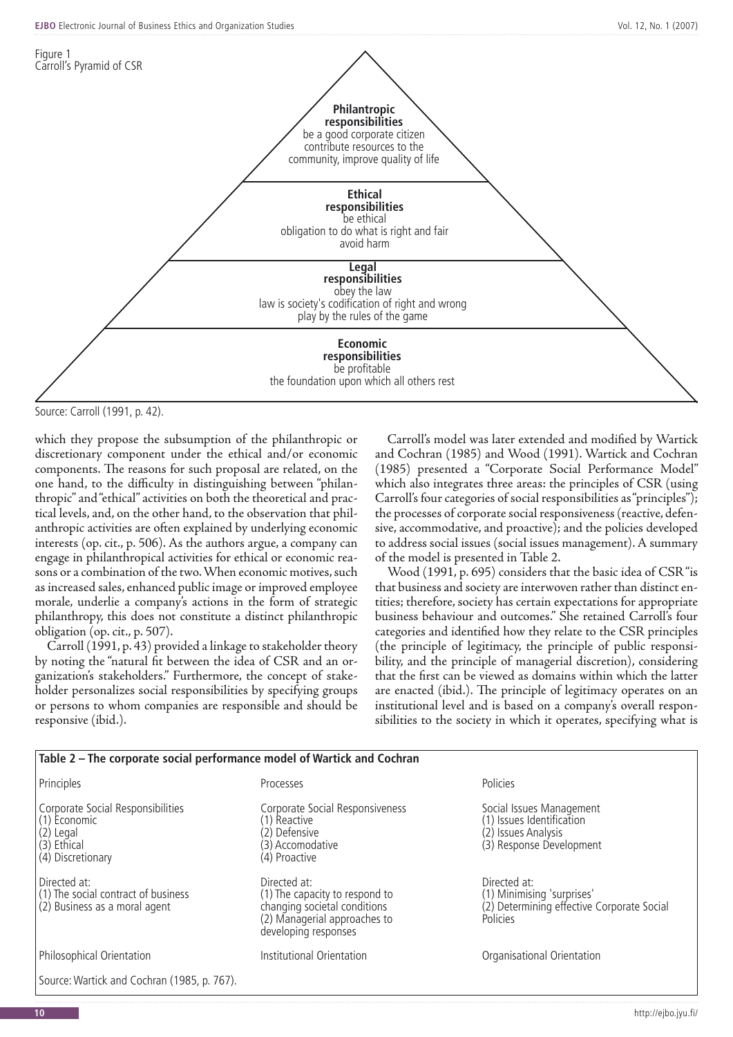Figure 1
Carroll's Pyramid of CSR

**Philantropic responsibilities**
be a good corporate citizen
contribute resources to the community, improve quality of life

**Ethical responsibilities**
be ethical
obligation to do what is right and fair
avoid harm

**Legal responsibilities**
obey the law
law is society's codification of right and wrong
play by the rules of the game

**Economic responsibilities**
be profitable
the foundation upon which all others rest

Source: Carroll (1991, p. 42).

which they propose the subsumption of the philanthropic or discretionary component under the ethical and/or economic components. The reasons for such proposal are related, on the one hand, to the difficulty in distinguishing between "philanthropic" and "ethical" activities on both the theoretical and practical levels, and, on the other hand, to the observation that philanthropic activities are often explained by underlying economic interests (op. cit., p. 506). As the authors argue, a company can engage in philanthropical activities for ethical or economic reasons or a combination of the two. When economic motives, such as increased sales, enhanced public image or improved employee morale, underlie a company's actions in the form of strategic philanthropy, this does not constitute a distinct philanthropic obligation (op. cit., p. 507).

Carroll (1991, p. 43) provided a linkage to stakeholder theory by noting the "natural fit between the idea of CSR and an organization's stakeholders." Furthermore, the concept of stakeholder personalizes social responsibilities by specifying groups or persons to whom companies are responsible and should be responsive (ibid.).

Carroll's model was later extended and modified by Wartick and Cochran (1985) and Wood (1991). Wartick and Cochran (1985) presented a "Corporate Social Performance Model" which also integrates three areas: the principles of CSR (using Carroll's four categories of social responsibilities as "principles"); the processes of corporate social responsiveness (reactive, defensive, accommodative, and proactive); and the policies developed to address social issues (social issues management). A summary of the model is presented in Table 2.

Wood (1991, p. 695) considers that the basic idea of CSR "is that business and society are interwoven rather than distinct entities; therefore, society has certain expectations for appropriate business behaviour and outcomes." She retained Carroll's four categories and identified how they relate to the CSR principles (the principle of legitimacy, the principle of public responsibility, and the principle of managerial discretion), considering that the first can be viewed as domains within which the latter are enacted (ibid.). The principle of legitimacy operates on an institutional level and is based on a company's overall responsibilities to the society in which it operates, specifying what is

**Table 2 – The corporate social performance model of Wartick and Cochran**

| Principles | Processes | Policies |
|---|---|---|
| Corporate Social Responsibilities<br>(1) Economic<br>(2) Legal<br>(3) Ethical<br>(4) Discretionary | Corporate Social Responsiveness<br>(1) Reactive<br>(2) Defensive<br>(3) Accomodative<br>(4) Proactive | Social Issues Management<br>(1) Issues Identification<br>(2) Issues Analysis<br>(3) Response Development |
| Directed at:<br>(1) The social contract of business<br>(2) Business as a moral agent | Directed at:<br>(1) The capacity to respond to changing societal conditions<br>(2) Managerial approaches to developing responses | Directed at:<br>(1) Minimising 'surprises'<br>(2) Determining effective Corporate Social Policies |
| Philosophical Orientation | Institutional Orientation | Organisational Orientation |

Source: Wartick and Cochran (1985, p. 767).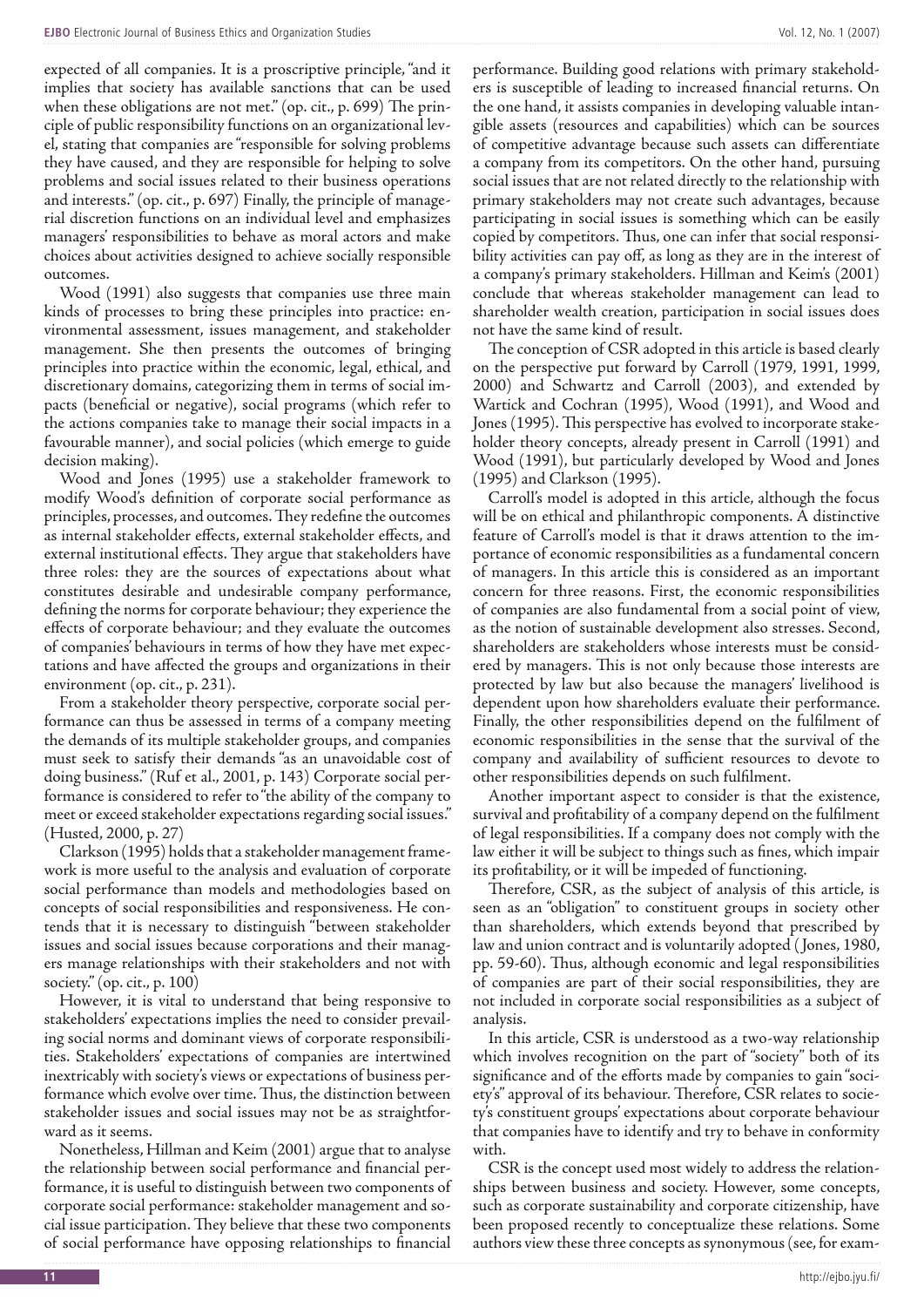expected of all companies. It is a proscriptive principle, "and it implies that society has available sanctions that can be used when these obligations are not met." (op. cit., p. 699) The principle of public responsibility functions on an organizational level, stating that companies are "responsible for solving problems they have caused, and they are responsible for helping to solve problems and social issues related to their business operations and interests." (op. cit., p. 697) Finally, the principle of managerial discretion functions on an individual level and emphasizes managers' responsibilities to behave as moral actors and make choices about activities designed to achieve socially responsible outcomes.

Wood (1991) also suggests that companies use three main kinds of processes to bring these principles into practice: environmental assessment, issues management, and stakeholder management. She then presents the outcomes of bringing principles into practice within the economic, legal, ethical, and discretionary domains, categorizing them in terms of social impacts (beneficial or negative), social programs (which refer to the actions companies take to manage their social impacts in a favourable manner), and social policies (which emerge to guide decision making).

Wood and Jones (1995) use a stakeholder framework to modify Wood's definition of corporate social performance as principles, processes, and outcomes. They redefine the outcomes as internal stakeholder effects, external stakeholder effects, and external institutional effects. They argue that stakeholders have three roles: they are the sources of expectations about what constitutes desirable and undesirable company performance, defining the norms for corporate behaviour; they experience the effects of corporate behaviour; and they evaluate the outcomes of companies' behaviours in terms of how they have met expectations and have affected the groups and organizations in their environment (op. cit., p. 231).

From a stakeholder theory perspective, corporate social performance can thus be assessed in terms of a company meeting the demands of its multiple stakeholder groups, and companies must seek to satisfy their demands "as an unavoidable cost of doing business." (Ruf et al., 2001, p. 143) Corporate social performance is considered to refer to "the ability of the company to meet or exceed stakeholder expectations regarding social issues." (Husted, 2000, p. 27)

Clarkson (1995) holds that a stakeholder management framework is more useful to the analysis and evaluation of corporate social performance than models and methodologies based on concepts of social responsibilities and responsiveness. He contends that it is necessary to distinguish "between stakeholder issues and social issues because corporations and their managers manage relationships with their stakeholders and not with society." (op. cit., p. 100)

However, it is vital to understand that being responsive to stakeholders' expectations implies the need to consider prevailing social norms and dominant views of corporate responsibilities. Stakeholders' expectations of companies are intertwined inextricably with society's views or expectations of business performance which evolve over time. Thus, the distinction between stakeholder issues and social issues may not be as straightforward as it seems.

Nonetheless, Hillman and Keim (2001) argue that to analyse the relationship between social performance and financial performance, it is useful to distinguish between two components of corporate social performance: stakeholder management and social issue participation. They believe that these two components of social performance have opposing relationships to financial performance. Building good relations with primary stakeholders is susceptible of leading to increased financial returns. On the one hand, it assists companies in developing valuable intangible assets (resources and capabilities) which can be sources of competitive advantage because such assets can differentiate a company from its competitors. On the other hand, pursuing social issues that are not related directly to the relationship with primary stakeholders may not create such advantages, because participating in social issues is something which can be easily copied by competitors. Thus, one can infer that social responsibility activities can pay off, as long as they are in the interest of a company's primary stakeholders. Hillman and Keim's (2001) conclude that whereas stakeholder management can lead to shareholder wealth creation, participation in social issues does not have the same kind of result.

The conception of CSR adopted in this article is based clearly on the perspective put forward by Carroll (1979, 1991, 1999, 2000) and Schwartz and Carroll (2003), and extended by Wartick and Cochran (1995), Wood (1991), and Wood and Jones (1995). This perspective has evolved to incorporate stakeholder theory concepts, already present in Carroll (1991) and Wood (1991), but particularly developed by Wood and Jones (1995) and Clarkson (1995).

Carroll's model is adopted in this article, although the focus will be on ethical and philanthropic components. A distinctive feature of Carroll's model is that it draws attention to the importance of economic responsibilities as a fundamental concern of managers. In this article this is considered as an important concern for three reasons. First, the economic responsibilities of companies are also fundamental from a social point of view, as the notion of sustainable development also stresses. Second, shareholders are stakeholders whose interests must be considered by managers. This is not only because those interests are protected by law but also because the managers' livelihood is dependent upon how shareholders evaluate their performance. Finally, the other responsibilities depend on the fulfilment of economic responsibilities in the sense that the survival of the company and availability of sufficient resources to devote to other responsibilities depends on such fulfilment.

Another important aspect to consider is that the existence, survival and profitability of a company depend on the fulfilment of legal responsibilities. If a company does not comply with the law either it will be subject to things such as fines, which impair its profitability, or it will be impeded of functioning.

Therefore, CSR, as the subject of analysis of this article, is seen as an "obligation" to constituent groups in society other than shareholders, which extends beyond that prescribed by law and union contract and is voluntarily adopted (Jones, 1980, pp. 59-60). Thus, although economic and legal responsibilities of companies are part of their social responsibilities, they are not included in corporate social responsibilities as a subject of analysis.

In this article, CSR is understood as a two-way relationship which involves recognition on the part of "society" both of its significance and of the efforts made by companies to gain "society's" approval of its behaviour. Therefore, CSR relates to society's constituent groups' expectations about corporate behaviour that companies have to identify and try to behave in conformity with.

CSR is the concept used most widely to address the relationships between business and society. However, some concepts, such as corporate sustainability and corporate citizenship, have been proposed recently to conceptualize these relations. Some authors view these three concepts as synonymous (see, for exam-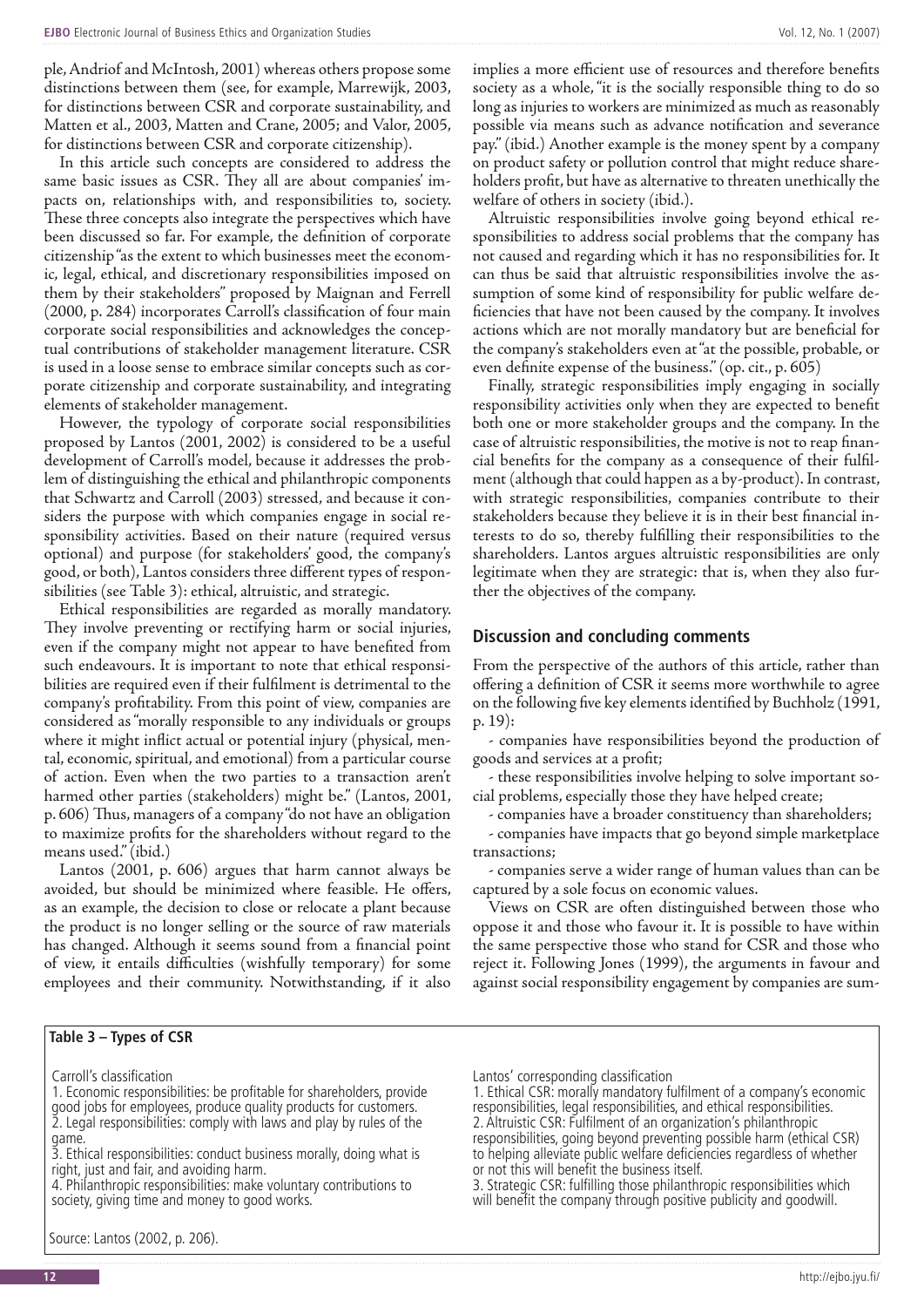ple, Andriof and McIntosh, 2001) whereas others propose some distinctions between them (see, for example, Marrewijk, 2003, for distinctions between CSR and corporate sustainability, and Matten et al., 2003, Matten and Crane, 2005; and Valor, 2005, for distinctions between CSR and corporate citizenship).

In this article such concepts are considered to address the same basic issues as CSR. They all are about companies' impacts on, relationships with, and responsibilities to, society. These three concepts also integrate the perspectives which have been discussed so far. For example, the definition of corporate citizenship "as the extent to which businesses meet the economic, legal, ethical, and discretionary responsibilities imposed on them by their stakeholders" proposed by Maignan and Ferrell (2000, p. 284) incorporates Carroll's classification of four main corporate social responsibilities and acknowledges the conceptual contributions of stakeholder management literature. CSR is used in a loose sense to embrace similar concepts such as corporate citizenship and corporate sustainability, and integrating elements of stakeholder management.

However, the typology of corporate social responsibilities proposed by Lantos (2001, 2002) is considered to be a useful development of Carroll's model, because it addresses the problem of distinguishing the ethical and philanthropic components that Schwartz and Carroll (2003) stressed, and because it considers the purpose with which companies engage in social responsibility activities. Based on their nature (required versus optional) and purpose (for stakeholders' good, the company's good, or both), Lantos considers three different types of responsibilities (see Table 3): ethical, altruistic, and strategic.

Ethical responsibilities are regarded as morally mandatory. They involve preventing or rectifying harm or social injuries, even if the company might not appear to have benefited from such endeavours. It is important to note that ethical responsibilities are required even if their fulfilment is detrimental to the company's profitability. From this point of view, companies are considered as "morally responsible to any individuals or groups where it might inflict actual or potential injury (physical, mental, economic, spiritual, and emotional) from a particular course of action. Even when the two parties to a transaction aren't harmed other parties (stakeholders) might be." (Lantos, 2001, p. 606) Thus, managers of a company "do not have an obligation to maximize profits for the shareholders without regard to the means used." (ibid.)

Lantos (2001, p. 606) argues that harm cannot always be avoided, but should be minimized where feasible. He offers, as an example, the decision to close or relocate a plant because the product is no longer selling or the source of raw materials has changed. Although it seems sound from a financial point of view, it entails difficulties (wishfully temporary) for some employees and their community. Notwithstanding, if it also implies a more efficient use of resources and therefore benefits society as a whole, "it is the socially responsible thing to do so long as injuries to workers are minimized as much as reasonably possible via means such as advance notification and severance pay." (ibid.) Another example is the money spent by a company on product safety or pollution control that might reduce shareholders profit, but have as alternative to threaten unethically the welfare of others in society (ibid.).

Altruistic responsibilities involve going beyond ethical responsibilities to address social problems that the company has not caused and regarding which it has no responsibilities for. It can thus be said that altruistic responsibilities involve the assumption of some kind of responsibility for public welfare deficiencies that have not been caused by the company. It involves actions which are not morally mandatory but are beneficial for the company's stakeholders even at "at the possible, probable, or even definite expense of the business." (op. cit., p. 605)

Finally, strategic responsibilities imply engaging in socially responsibility activities only when they are expected to benefit both one or more stakeholder groups and the company. In the case of altruistic responsibilities, the motive is not to reap financial benefits for the company as a consequence of their fulfilment (although that could happen as a by-product). In contrast, with strategic responsibilities, companies contribute to their stakeholders because they believe it is in their best financial interests to do so, thereby fulfilling their responsibilities to the shareholders. Lantos argues altruistic responsibilities are only legitimate when they are strategic: that is, when they also further the objectives of the company.

## Discussion and concluding comments

From the perspective of the authors of this article, rather than offering a definition of CSR it seems more worthwhile to agree on the following five key elements identified by Buchholz (1991, p. 19):

- companies have responsibilities beyond the production of goods and services at a profit;
- these responsibilities involve helping to solve important social problems, especially those they have helped create;
- companies have a broader constituency than shareholders;
- companies have impacts that go beyond simple marketplace transactions;
- companies serve a wider range of human values than can be captured by a sole focus on economic values.

Views on CSR are often distinguished between those who oppose it and those who favour it. It is possible to have within the same perspective those who stand for CSR and those who reject it. Following Jones (1999), the arguments in favour and against social responsibility engagement by companies are sum-

**Table 3 – Types of CSR**

| Carroll's classification | Lantos' corresponding classification |
|---|---|
| 1. Economic responsibilities: be profitable for shareholders, provide good jobs for employees, produce quality products for customers.<br>2. Legal responsibilities: comply with laws and play by rules of the game.<br>3. Ethical responsibilities: conduct business morally, doing what is right, just and fair, and avoiding harm.<br>4. Philanthropic responsibilities: make voluntary contributions to society, giving time and money to good works. | 1. Ethical CSR: morally mandatory fulfilment of a company's economic responsibilities, legal responsibilities, and ethical responsibilities.<br>2. Altruistic CSR: Fulfilment of an organization's philanthropic responsibilities, going beyond preventing possible harm (ethical CSR) to helping alleviate public welfare deficiencies regardless of whether or not this will benefit the business itself.<br>3. Strategic CSR: fulfilling those philanthropic responsibilities which will benefit the company through positive publicity and goodwill. |

Source: Lantos (2002, p. 206).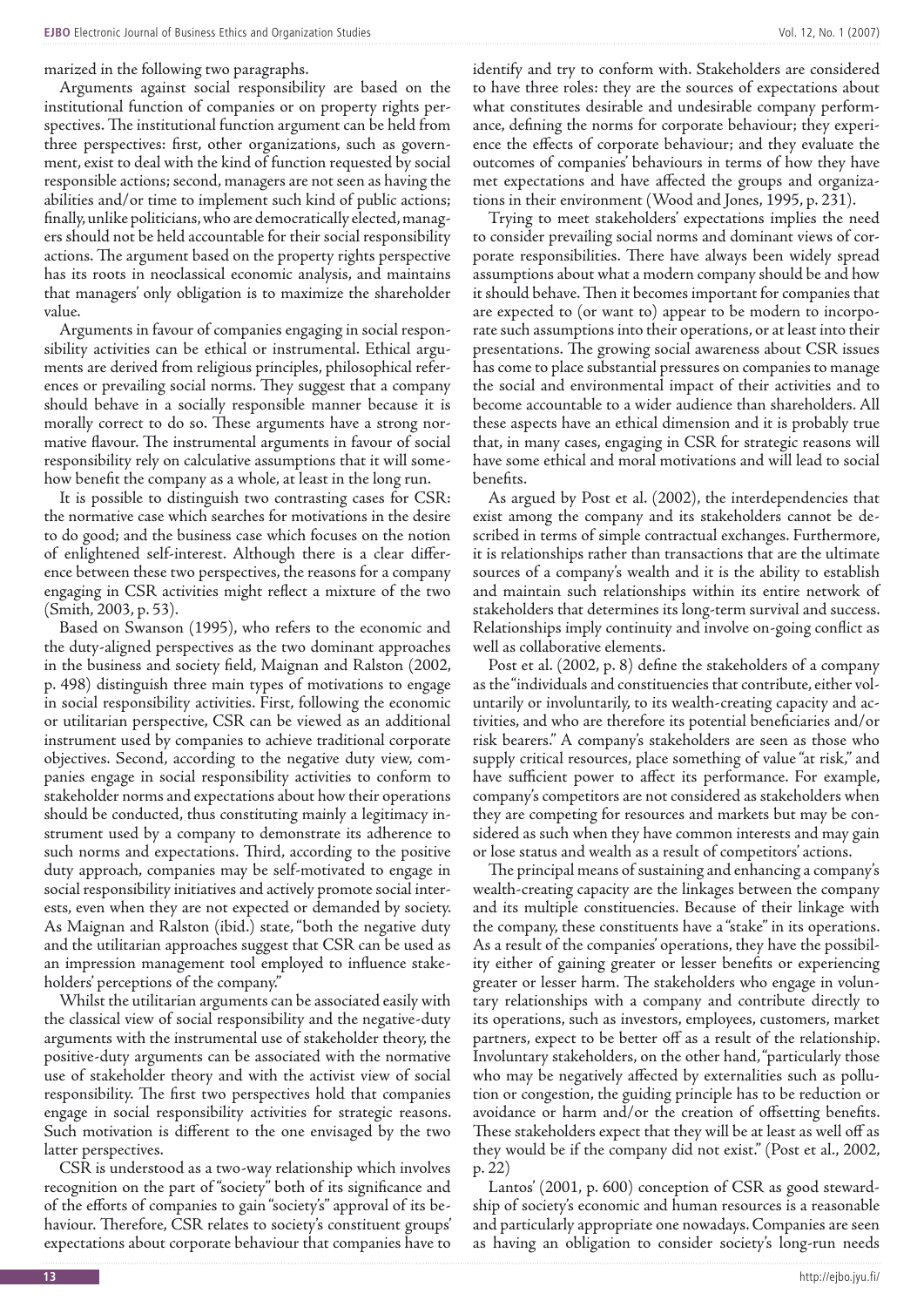marized in the following two paragraphs.

Arguments against social responsibility are based on the institutional function of companies or on property rights perspectives. The institutional function argument can be held from three perspectives: first, other organizations, such as government, exist to deal with the kind of function requested by social responsible actions; second, managers are not seen as having the abilities and/or time to implement such kind of public actions; finally, unlike politicians, who are democratically elected, managers should not be held accountable for their social responsibility actions. The argument based on the property rights perspective has its roots in neoclassical economic analysis, and maintains that managers' only obligation is to maximize the shareholder value.

Arguments in favour of companies engaging in social responsibility activities can be ethical or instrumental. Ethical arguments are derived from religious principles, philosophical references or prevailing social norms. They suggest that a company should behave in a socially responsible manner because it is morally correct to do so. These arguments have a strong normative flavour. The instrumental arguments in favour of social responsibility rely on calculative assumptions that it will somehow benefit the company as a whole, at least in the long run.

It is possible to distinguish two contrasting cases for CSR: the normative case which searches for motivations in the desire to do good; and the business case which focuses on the notion of enlightened self-interest. Although there is a clear difference between these two perspectives, the reasons for a company engaging in CSR activities might reflect a mixture of the two (Smith, 2003, p. 53).

Based on Swanson (1995), who refers to the economic and the duty-aligned perspectives as the two dominant approaches in the business and society field, Maignan and Ralston (2002, p. 498) distinguish three main types of motivations to engage in social responsibility activities. First, following the economic or utilitarian perspective, CSR can be viewed as an additional instrument used by companies to achieve traditional corporate objectives. Second, according to the negative duty view, companies engage in social responsibility activities to conform to stakeholder norms and expectations about how their operations should be conducted, thus constituting mainly a legitimacy instrument used by a company to demonstrate its adherence to such norms and expectations. Third, according to the positive duty approach, companies may be self-motivated to engage in social responsibility initiatives and actively promote social interests, even when they are not expected or demanded by society. As Maignan and Ralston (ibid.) state, "both the negative duty and the utilitarian approaches suggest that CSR can be used as an impression management tool employed to influence stakeholders' perceptions of the company."

Whilst the utilitarian arguments can be associated easily with the classical view of social responsibility and the negative-duty arguments with the instrumental use of stakeholder theory, the positive-duty arguments can be associated with the normative use of stakeholder theory and with the activist view of social responsibility. The first two perspectives hold that companies engage in social responsibility activities for strategic reasons. Such motivation is different to the one envisaged by the two latter perspectives.

CSR is understood as a two-way relationship which involves recognition on the part of "society" both of its significance and of the efforts of companies to gain "society's" approval of its behaviour. Therefore, CSR relates to society's constituent groups' expectations about corporate behaviour that companies have to identify and try to conform with. Stakeholders are considered to have three roles: they are the sources of expectations about what constitutes desirable and undesirable company performance, defining the norms for corporate behaviour; they experience the effects of corporate behaviour; and they evaluate the outcomes of companies' behaviours in terms of how they have met expectations and have affected the groups and organizations in their environment (Wood and Jones, 1995, p. 231).

Trying to meet stakeholders' expectations implies the need to consider prevailing social norms and dominant views of corporate responsibilities. There have always been widely spread assumptions about what a modern company should be and how it should behave. Then it becomes important for companies that are expected to (or want to) appear to be modern to incorporate such assumptions into their operations, or at least into their presentations. The growing social awareness about CSR issues has come to place substantial pressures on companies to manage the social and environmental impact of their activities and to become accountable to a wider audience than shareholders. All these aspects have an ethical dimension and it is probably true that, in many cases, engaging in CSR for strategic reasons will have some ethical and moral motivations and will lead to social benefits.

As argued by Post et al. (2002), the interdependencies that exist among the company and its stakeholders cannot be described in terms of simple contractual exchanges. Furthermore, it is relationships rather than transactions that are the ultimate sources of a company's wealth and it is the ability to establish and maintain such relationships within its entire network of stakeholders that determines its long-term survival and success. Relationships imply continuity and involve on-going conflict as well as collaborative elements.

Post et al. (2002, p. 8) define the stakeholders of a company as the "individuals and constituencies that contribute, either voluntarily or involuntarily, to its wealth-creating capacity and activities, and who are therefore its potential beneficiaries and/or risk bearers." A company's stakeholders are seen as those who supply critical resources, place something of value "at risk," and have sufficient power to affect its performance. For example, company's competitors are not considered as stakeholders when they are competing for resources and markets but may be considered as such when they have common interests and may gain or lose status and wealth as a result of competitors' actions.

The principal means of sustaining and enhancing a company's wealth-creating capacity are the linkages between the company and its multiple constituencies. Because of their linkage with the company, these constituents have a "stake" in its operations. As a result of the companies' operations, they have the possibility either of gaining greater or lesser benefits or experiencing greater or lesser harm. The stakeholders who engage in voluntary relationships with a company and contribute directly to its operations, such as investors, employees, customers, market partners, expect to be better off as a result of the relationship. Involuntary stakeholders, on the other hand, "particularly those who may be negatively affected by externalities such as pollution or congestion, the guiding principle has to be reduction or avoidance or harm and/or the creation of offsetting benefits. These stakeholders expect that they will be at least as well off as they would be if the company did not exist." (Post et al., 2002, p. 22)

Lantos' (2001, p. 600) conception of CSR as good stewardship of society's economic and human resources is a reasonable and particularly appropriate one nowadays. Companies are seen as having an obligation to consider society's long-run needs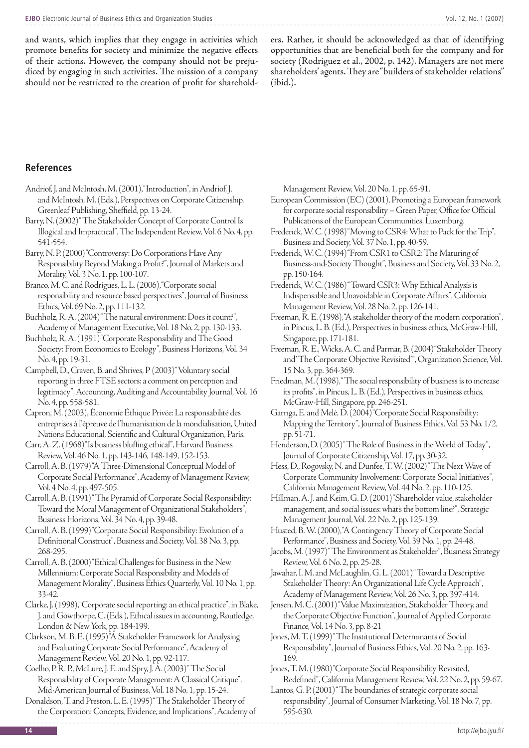and wants, which implies that they engage in activities which promote benefits for society and minimize the negative effects of their actions. However, the company should not be prejudiced by engaging in such activities. The mission of a company should not be restricted to the creation of profit for shareholders. Rather, it should be acknowledged as that of identifying opportunities that are beneficial both for the company and for society (Rodriguez et al., 2002, p. 142). Managers are not mere shareholders' agents. They are "builders of stakeholder relations" (ibid.).

## References

Andriof, J. and McIntosh, M. (2001), "Introduction", in Andriof, J. and McIntosh, M. (Eds.), Perspectives on Corporate Citizenship, Greenleaf Publishing, Sheffield, pp. 13-24.

Barry, N. (2002) "The Stakeholder Concept of Corporate Control Is Illogical and Impractical", The Independent Review, Vol. 6 No. 4, pp. 541-554.

Barry, N. P. (2000) "Controversy: Do Corporations Have Any Responsibility Beyond Making a Profit?", Journal of Markets and Morality, Vol. 3 No. 1, pp. 100-107.

Branco, M. C. and Rodrigues, L. L. (2006), "Corporate social responsibility and resource based perspectives", Journal of Business Ethics, Vol. 69 No. 2, pp. 111-132.

Buchholz, R. A. (2004) "The natural environment: Does it count?", Academy of Management Executive, Vol. 18 No. 2, pp. 130-133.

Buchholz, R. A. (1991) "Corporate Responsibility and The Good Society: From Economics to Ecology", Business Horizons, Vol. 34 No. 4, pp. 19-31.

Campbell, D., Craven, B. and Shrives, P (2003) "Voluntary social reporting in three FTSE sectors: a comment on perception and legitimacy", Accounting, Auditing and Accountability Journal, Vol. 16 No. 4, pp. 558-581.

Capron, M. (2003), Économie Éthique Privée: La responsabilité des entreprises à l'épreuve de l'humanisation de la mondialisation, United Nations Educational, Scientific and Cultural Organization, Paris.

Carr, A. Z. (1968) "Is business bluffing ethical", Harvard Business Review, Vol. 46 No. 1, pp. 143-146, 148-149, 152-153.

Carroll, A. B. (1979) "A Three-Dimensional Conceptual Model of Corporate Social Performance", Academy of Management Review, Vol. 4 No. 4, pp. 497-505.

Carroll, A. B. (1991) "The Pyramid of Corporate Social Responsibility: Toward the Moral Management of Organizational Stakeholders", Business Horizons, Vol. 34 No. 4, pp. 39-48.

Carroll, A. B. (1999) "Corporate Social Responsibility: Evolution of a Definitional Construct", Business and Society, Vol. 38 No. 3, pp. 268-295.

Carroll, A. B. (2000) "Ethical Challenges for Business in the New Millennium: Corporate Social Responsibility and Models of Management Morality", Business Ethics Quarterly, Vol. 10 No. 1, pp. 33-42.

Clarke, J. (1998), "Corporate social reporting: an ethical practice", in Blake, J. and Gowthorpe, C. (Eds.), Ethical issues in accounting, Routledge, London & New York, pp. 184-199.

Clarkson, M. B. E. (1995) "A Stakeholder Framework for Analysing and Evaluating Corporate Social Performance", Academy of Management Review, Vol. 20 No. 1, pp. 92-117.

Coelho, P. R. P., McLure, J. E. and Spry, J. A. (2003) "The Social Responsibility of Corporate Management: A Classical Critique", Mid-American Journal of Business, Vol. 18 No. 1, pp. 15-24.

Donaldson, T. and Preston, L. E. (1995) "The Stakeholder Theory of the Corporation: Concepts, Evidence, and Implications", Academy of Management Review, Vol. 20 No. 1, pp. 65-91.

European Commission (EC) (2001), Promoting a European framework for corporate social responsibility – Green Paper, Office for Official Publications of the European Communities, Luxemburg.

Frederick, W. C. (1998) "Moving to CSR4: What to Pack for the Trip", Business and Society, Vol. 37 No. 1, pp. 40-59.

Frederick, W. C. (1994) "From CSR1 to CSR2: The Maturing of Business-and-Society Thought", Business and Society, Vol. 33 No. 2, pp. 150-164.

Frederick, W. C. (1986) "Toward CSR3: Why Ethical Analysis is Indispensable and Unavoidable in Corporate Affairs", California Management Review, Vol. 28 No. 2, pp. 126-141.

Freeman, R. E. (1998), "A stakeholder theory of the modern corporation", in Pincus, L. B. (Ed.), Perspectives in business ethics, McGraw-Hill, Singapore, pp. 171-181.

Freeman, R. E., Wicks, A. C. and Parmar, B. (2004) "Stakeholder Theory and 'The Corporate Objective Revisited'", Organization Science, Vol. 15 No. 3, pp. 364-369.

Friedman, M. (1998), "The social responsibility of business is to increase its profits", in Pincus, L. B. (Ed.), Perspectives in business ethics, McGraw-Hill, Singapore, pp. 246-251.

Garriga, E. and Melé, D. (2004) "Corporate Social Responsibility: Mapping the Territory", Journal of Business Ethics, Vol. 53 No. 1/2, pp. 51-71.

Henderson, D. (2005) "The Role of Business in the World of Today", Journal of Corporate Citizenship, Vol. 17, pp. 30-32.

Hess, D., Rogovsky, N. and Dunfee, T. W. (2002) "The Next Wave of Corporate Community Involvement: Corporate Social Initiatives", California Management Review, Vol. 44 No. 2, pp. 110-125.

Hillman, A. J. and Keim, G. D. (2001) "Shareholder value, stakeholder management, and social issues: what's the bottom line?", Strategic Management Journal, Vol. 22 No. 2, pp. 125-139.

Husted, B. W. (2000), "A Contingency Theory of Corporate Social Performance", Business and Society, Vol. 39 No. 1, pp. 24-48.

Jacobs, M. (1997) "The Environment as Stakeholder", Business Strategy Review, Vol. 6 No. 2, pp. 25-28.

Jawahar, I. M. and McLaughlin, G. L. (2001) "Toward a Descriptive Stakeholder Theory: An Organizational Life Cycle Approach", Academy of Management Review, Vol. 26 No. 3, pp. 397-414.

Jensen, M. C. (2001) "Value Maximization, Stakeholder Theory, and the Corporate Objective Function", Journal of Applied Corporate Finance, Vol. 14 No. 3, pp. 8-21

Jones, M. T. (1999) "The Institutional Determinants of Social Responsibility", Journal of Business Ethics, Vol. 20 No. 2, pp. 163-169.

Jones, T. M. (1980) "Corporate Social Responsibility Revisited, Redefined", California Management Review, Vol. 22 No. 2, pp. 59-67.

Lantos, G. P. (2001) "The boundaries of strategic corporate social responsibility", Journal of Consumer Marketing, Vol. 18 No. 7, pp. 595-630.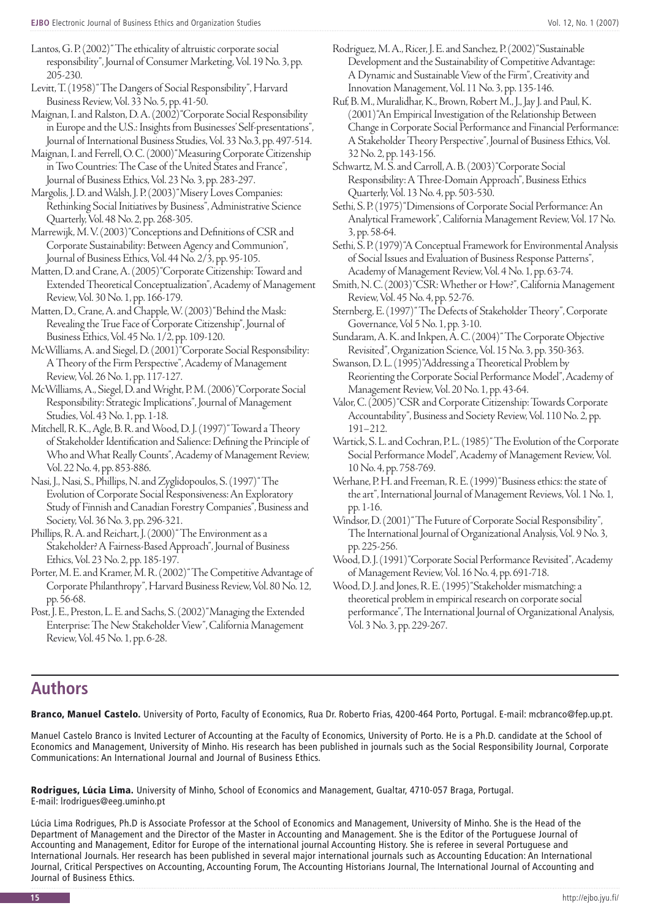Lantos, G. P. (2002) "The ethicality of altruistic corporate social responsibility", Journal of Consumer Marketing, Vol. 19 No. 3, pp. 205-230.

Levitt, T. (1958) "The Dangers of Social Responsibility", Harvard Business Review, Vol. 33 No. 5, pp. 41-50.

Maignan, I. and Ralston, D. A. (2002) "Corporate Social Responsibility in Europe and the U.S.: Insights from Businesses' Self-presentations", Journal of International Business Studies, Vol. 33 No.3, pp. 497-514.

Maignan, I. and Ferrell, O. C. (2000) "Measuring Corporate Citizenship in Two Countries: The Case of the United States and France", Journal of Business Ethics, Vol. 23 No. 3, pp. 283-297.

Margolis, J. D. and Walsh, J. P. (2003) "Misery Loves Companies: Rethinking Social Initiatives by Business", Administrative Science Quarterly, Vol. 48 No. 2, pp. 268-305.

Marrewijk, M. V. (2003) "Conceptions and Definitions of CSR and Corporate Sustainability: Between Agency and Communion", Journal of Business Ethics, Vol. 44 No. 2/3, pp. 95-105.

Matten, D. and Crane, A. (2005) "Corporate Citizenship: Toward and Extended Theoretical Conceptualization", Academy of Management Review, Vol. 30 No. 1, pp. 166-179.

Matten, D., Crane, A. and Chapple, W. (2003) "Behind the Mask: Revealing the True Face of Corporate Citizenship", Journal of Business Ethics, Vol. 45 No. 1/2, pp. 109-120.

McWilliams, A. and Siegel, D. (2001) "Corporate Social Responsibility: A Theory of the Firm Perspective", Academy of Management Review, Vol. 26 No. 1, pp. 117-127.

McWilliams, A., Siegel, D. and Wright, P. M. (2006) "Corporate Social Responsibility: Strategic Implications", Journal of Management Studies, Vol. 43 No. 1, pp. 1-18.

Mitchell, R. K., Agle, B. R. and Wood, D. J. (1997) "Toward a Theory of Stakeholder Identification and Salience: Defining the Principle of Who and What Really Counts", Academy of Management Review, Vol. 22 No. 4, pp. 853-886.

Nasi, J., Nasi, S., Phillips, N. and Zyglidopoulos, S. (1997) "The Evolution of Corporate Social Responsiveness: An Exploratory Study of Finnish and Canadian Forestry Companies", Business and Society, Vol. 36 No. 3, pp. 296-321.

Phillips, R. A. and Reichart, J. (2000) "The Environment as a Stakeholder? A Fairness-Based Approach", Journal of Business Ethics, Vol. 23 No. 2, pp. 185-197.

Porter, M. E. and Kramer, M. R. (2002) "The Competitive Advantage of Corporate Philanthropy", Harvard Business Review, Vol. 80 No. 12, pp. 56-68.

Post, J. E., Preston, L. E. and Sachs, S. (2002) "Managing the Extended Enterprise: The New Stakeholder View", California Management Review, Vol. 45 No. 1, pp. 6-28.

Rodriguez, M. A., Ricer, J. E. and Sanchez, P. (2002) "Sustainable Development and the Sustainability of Competitive Advantage: A Dynamic and Sustainable View of the Firm", Creativity and Innovation Management, Vol. 11 No. 3, pp. 135-146.

Ruf, B. M., Muralidhar, K., Brown, Robert M., J., Jay J. and Paul, K. (2001) "An Empirical Investigation of the Relationship Between Change in Corporate Social Performance and Financial Performance: A Stakeholder Theory Perspective", Journal of Business Ethics, Vol. 32 No. 2, pp. 143-156.

Schwartz, M. S. and Carroll, A. B. (2003) "Corporate Social Responsibility: A Three-Domain Approach", Business Ethics Quarterly, Vol. 13 No. 4, pp. 503-530.

Sethi, S. P. (1975) "Dimensions of Corporate Social Performance: An Analytical Framework", California Management Review, Vol. 17 No. 3, pp. 58-64.

Sethi, S. P. (1979) "A Conceptual Framework for Environmental Analysis of Social Issues and Evaluation of Business Response Patterns", Academy of Management Review, Vol. 4 No. 1, pp. 63-74.

Smith, N. C. (2003) "CSR: Whether or How?", California Management Review, Vol. 45 No. 4, pp. 52-76.

Sternberg, E. (1997) "The Defects of Stakeholder Theory", Corporate Governance, Vol 5 No. 1, pp. 3-10.

Sundaram, A. K. and Inkpen, A. C. (2004) "The Corporate Objective Revisited", Organization Science, Vol. 15 No. 3, pp. 350-363.

Swanson, D. L. (1995) "Addressing a Theoretical Problem by Reorienting the Corporate Social Performance Model", Academy of Management Review, Vol. 20 No. 1, pp. 43-64.

Valor, C. (2005) "CSR and Corporate Citizenship: Towards Corporate Accountability", Business and Society Review, Vol. 110 No. 2, pp. 191–212.

Wartick, S. L. and Cochran, P. L. (1985) "The Evolution of the Corporate Social Performance Model", Academy of Management Review, Vol. 10 No. 4, pp. 758-769.

Werhane, P. H. and Freeman, R. E. (1999) "Business ethics: the state of the art", International Journal of Management Reviews, Vol. 1 No. 1, pp. 1-16.

Windsor, D. (2001) "The Future of Corporate Social Responsibility", The International Journal of Organizational Analysis, Vol. 9 No. 3, pp. 225-256.

Wood, D. J. (1991) "Corporate Social Performance Revisited", Academy of Management Review, Vol. 16 No. 4, pp. 691-718.

Wood, D. J. and Jones, R. E. (1995) "Stakeholder mismatching: a theoretical problem in empirical research on corporate social performance", The International Journal of Organizational Analysis, Vol. 3 No. 3, pp. 229-267.

## Authors

**Branco, Manuel Castelo.** University of Porto, Faculty of Economics, Rua Dr. Roberto Frias, 4200-464 Porto, Portugal. E-mail: mcbranco@fep.up.pt.

Manuel Castelo Branco is Invited Lecturer of Accounting at the Faculty of Economics, University of Porto. He is a Ph.D. candidate at the School of Economics and Management, University of Minho. His research has been published in journals such as the Social Responsibility Journal, Corporate Communications: An International Journal and Journal of Business Ethics.

**Rodrigues, Lúcia Lima.** University of Minho, School of Economics and Management, Gualtar, 4710-057 Braga, Portugal. E-mail: lrodrigues@eeg.uminho.pt

Lúcia Lima Rodrigues, Ph.D is Associate Professor at the School of Economics and Management, University of Minho. She is the Head of the Department of Management and the Director of the Master in Accounting and Management. She is the Editor of the Portuguese Journal of Accounting and Management, Editor for Europe of the international journal Accounting History. She is referee in several Portuguese and International Journals. Her research has been published in several major international journals such as Accounting Education: An International Journal, Critical Perspectives on Accounting, Accounting Forum, The Accounting Historians Journal, The International Journal of Accounting and Journal of Business Ethics.